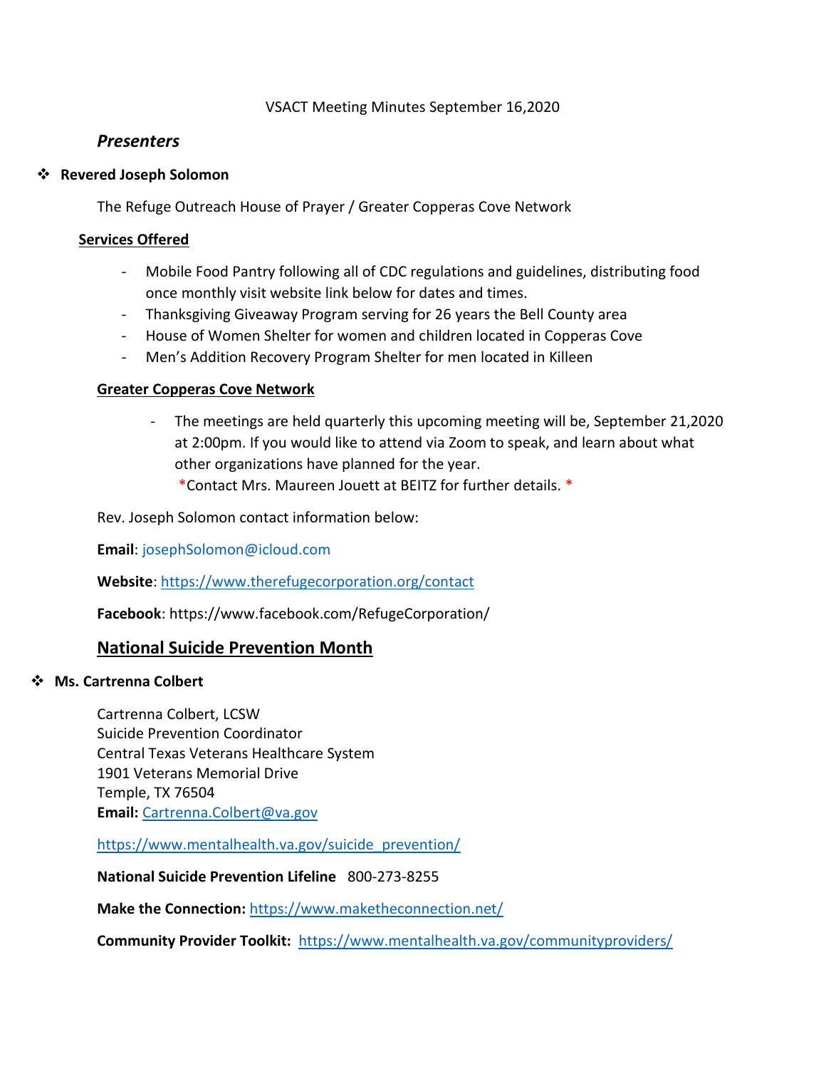VSACT Meeting Minutes September 16,2020

## *Presenters*

- **Revered Joseph Solomon**

The Refuge Outreach House of Prayer / Greater Copperas Cove Network

**Services Offered**

- Mobile Food Pantry following all of CDC regulations and guidelines, distributing food once monthly visit website link below for dates and times.
- Thanksgiving Giveaway Program serving for 26 years the Bell County area
- House of Women Shelter for women and children located in Copperas Cove
- Men's Addition Recovery Program Shelter for men located in Killeen

**Greater Copperas Cove Network**

- The meetings are held quarterly this upcoming meeting will be, September 21,2020 at 2:00pm. If you would like to attend via Zoom to speak, and learn about what other organizations have planned for the year.
  *Contact Mrs. Maureen Jouett at BEITZ for further details. *

Rev. Joseph Solomon contact information below:

**Email**: josephSolomon@icloud.com

**Website**: https://www.therefugecorporation.org/contact

**Facebook**: https://www.facebook.com/RefugeCorporation/

## National Suicide Prevention Month

- **Ms. Cartrenna Colbert**

Cartrenna Colbert, LCSW
Suicide Prevention Coordinator
Central Texas Veterans Healthcare System
1901 Veterans Memorial Drive
Temple, TX 76504
**Email:** Cartrenna.Colbert@va.gov

https://www.mentalhealth.va.gov/suicide_prevention/

**National Suicide Prevention Lifeline** 800-273-8255

**Make the Connection:** https://www.maketheconnection.net/

**Community Provider Toolkit:** https://www.mentalhealth.va.gov/communityproviders/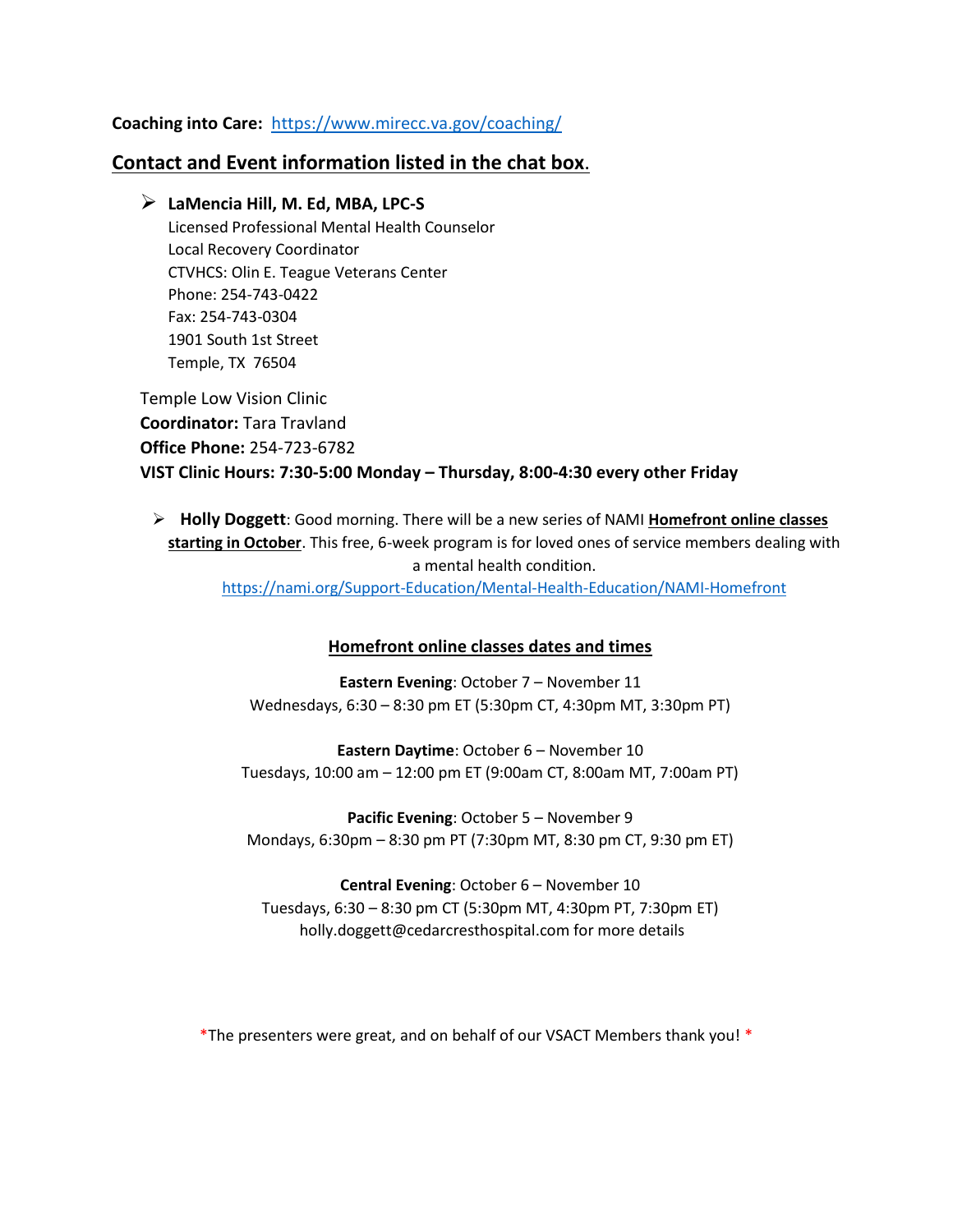**Coaching into Care:** https://www.mirecc.va.gov/coaching/

## Contact and Event information listed in the chat box.

- **LaMencia Hill, M. Ed, MBA, LPC-S**
  Licensed Professional Mental Health Counselor
  Local Recovery Coordinator
  CTVHCS: Olin E. Teague Veterans Center
  Phone: 254-743-0422
  Fax: 254-743-0304
  1901 South 1st Street
  Temple, TX 76504

Temple Low Vision Clinic
**Coordinator:** Tara Travland
**Office Phone:** 254-723-6782
**VIST Clinic Hours: 7:30-5:00 Monday – Thursday, 8:00-4:30 every other Friday**

- **Holly Doggett**: Good morning. There will be a new series of NAMI **Homefront online classes starting in October**. This free, 6-week program is for loved ones of service members dealing with a mental health condition.
  https://nami.org/Support-Education/Mental-Health-Education/NAMI-Homefront

**Homefront online classes dates and times**

**Eastern Evening**: October 7 – November 11
Wednesdays, 6:30 – 8:30 pm ET (5:30pm CT, 4:30pm MT, 3:30pm PT)

**Eastern Daytime**: October 6 – November 10
Tuesdays, 10:00 am – 12:00 pm ET (9:00am CT, 8:00am MT, 7:00am PT)

**Pacific Evening**: October 5 – November 9
Mondays, 6:30pm – 8:30 pm PT (7:30pm MT, 8:30 pm CT, 9:30 pm ET)

**Central Evening**: October 6 – November 10
Tuesdays, 6:30 – 8:30 pm CT (5:30pm MT, 4:30pm PT, 7:30pm ET)
holly.doggett@cedarcresthospital.com for more details

*The presenters were great, and on behalf of our VSACT Members thank you! *